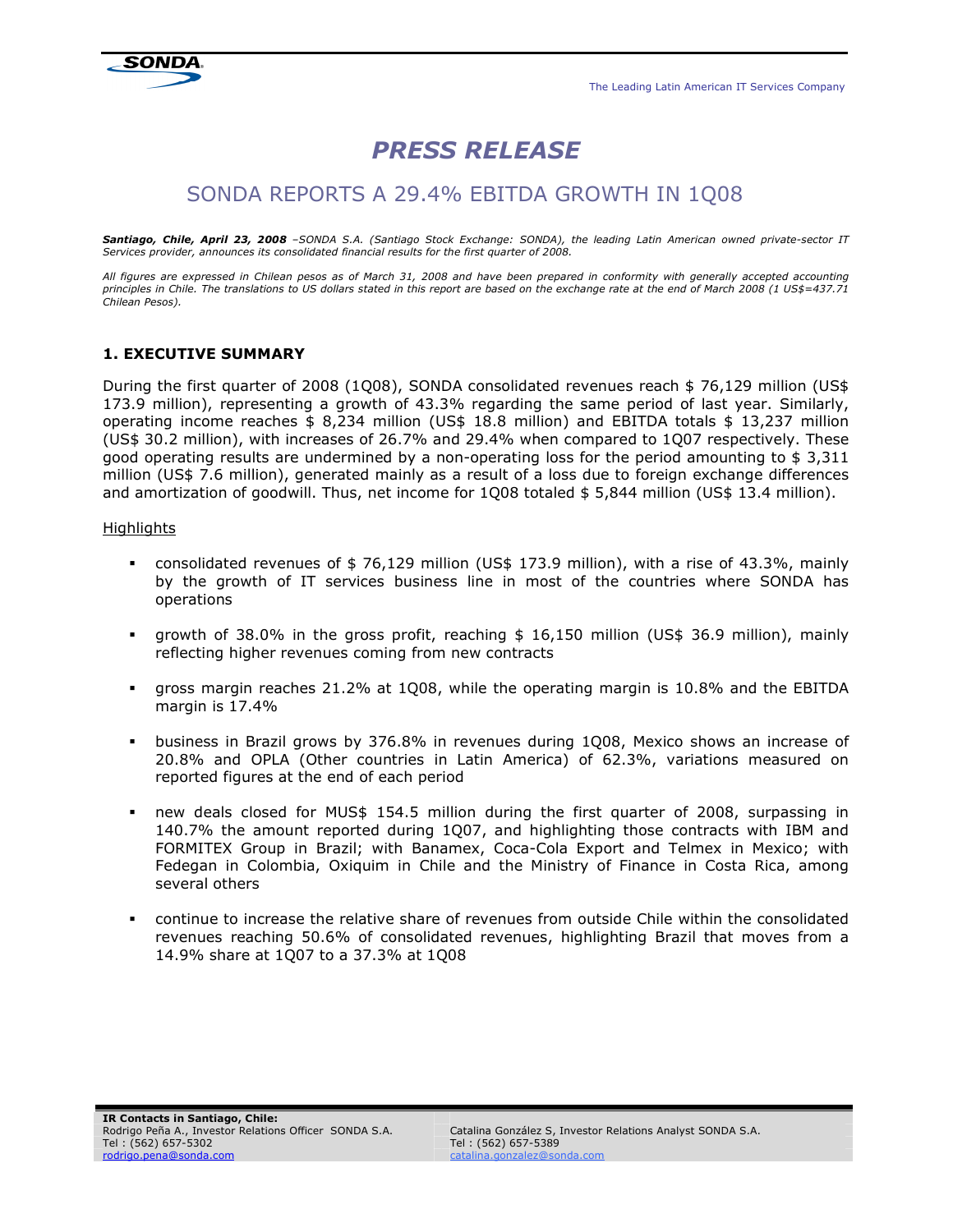# PRESS RELEASE

## SONDA REPORTS A 29.4% EBITDA GROWTH IN 1Q08

***Santiago, Chile, April 23, 2008** –SONDA S.A. (Santiago Stock Exchange: SONDA), the leading Latin American owned private-sector IT Services provider, announces its consolidated financial results for the first quarter of 2008.*

*All figures are expressed in Chilean pesos as of March 31, 2008 and have been prepared in conformity with generally accepted accounting principles in Chile. The translations to US dollars stated in this report are based on the exchange rate at the end of March 2008 (1 US$=437.71 Chilean Pesos).*

### 1. EXECUTIVE SUMMARY

During the first quarter of 2008 (1Q08), SONDA consolidated revenues reach $ 76,129 million (US$ 173.9 million), representing a growth of 43.3% regarding the same period of last year. Similarly, operating income reaches $ 8,234 million (US$ 18.8 million) and EBITDA totals $ 13,237 million (US$ 30.2 million), with increases of 26.7% and 29.4% when compared to 1Q07 respectively. These good operating results are undermined by a non-operating loss for the period amounting to $ 3,311 million (US$ 7.6 million), generated mainly as a result of a loss due to foreign exchange differences and amortization of goodwill. Thus, net income for 1Q08 totaled $ 5,844 million (US$ 13.4 million).

Highlights

- consolidated revenues of $ 76,129 million (US$ 173.9 million), with a rise of 43.3%, mainly by the growth of IT services business line in most of the countries where SONDA has operations
- growth of 38.0% in the gross profit, reaching $ 16,150 million (US$ 36.9 million), mainly reflecting higher revenues coming from new contracts
- gross margin reaches 21.2% at 1Q08, while the operating margin is 10.8% and the EBITDA margin is 17.4%
- business in Brazil grows by 376.8% in revenues during 1Q08, Mexico shows an increase of 20.8% and OPLA (Other countries in Latin America) of 62.3%, variations measured on reported figures at the end of each period
- new deals closed for MUS$ 154.5 million during the first quarter of 2008, surpassing in 140.7% the amount reported during 1Q07, and highlighting those contracts with IBM and FORMITEX Group in Brazil; with Banamex, Coca-Cola Export and Telmex in Mexico; with Fedegan in Colombia, Oxiquim in Chile and the Ministry of Finance in Costa Rica, among several others
- continue to increase the relative share of revenues from outside Chile within the consolidated revenues reaching 50.6% of consolidated revenues, highlighting Brazil that moves from a 14.9% share at 1Q07 to a 37.3% at 1Q08

**IR Contacts in Santiago, Chile:**
Rodrigo Peña A., Investor Relations Officer SONDA S.A.
Tel : (562) 657-5302
rodrigo.pena@sonda.com

Catalina González S, Investor Relations Analyst SONDA S.A.
Tel : (562) 657-5389
catalina.gonzalez@sonda.com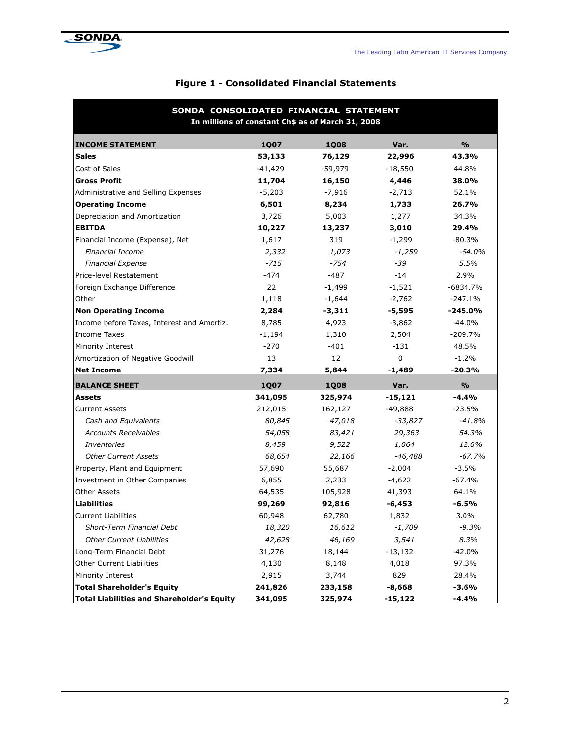# Figure 1 - Consolidated Financial Statements

| SONDA CONSOLIDATED FINANCIAL STATEMENT<br>In millions of constant Ch$ as of March 31, 2008 | | | | |
|---|---|---|---|---|
| **INCOME STATEMENT** | **1Q07** | **1Q08** | **Var.** | **%** |
| **Sales** | **53,133** | **76,129** | **22,996** | **43.3%** |
| Cost of Sales | -41,429 | -59,979 | -18,550 | 44.8% |
| **Gross Profit** | **11,704** | **16,150** | **4,446** | **38.0%** |
| Administrative and Selling Expenses | -5,203 | -7,916 | -2,713 | 52.1% |
| **Operating Income** | **6,501** | **8,234** | **1,733** | **26.7%** |
| Depreciation and Amortization | 3,726 | 5,003 | 1,277 | 34.3% |
| **EBITDA** | **10,227** | **13,237** | **3,010** | **29.4%** |
| Financial Income (Expense), Net | 1,617 | 319 | -1,299 | -80.3% |
| *Financial Income* | *2,332* | *1,073* | *-1,259* | *-54.0%* |
| *Financial Expense* | *-715* | *-754* | *-39* | *5.5%* |
| Price-level Restatement | -474 | -487 | -14 | 2.9% |
| Foreign Exchange Difference | 22 | -1,499 | -1,521 | -6834.7% |
| Other | 1,118 | -1,644 | -2,762 | -247.1% |
| **Non Operating Income** | **2,284** | **-3,311** | **-5,595** | **-245.0%** |
| Income before Taxes, Interest and Amortiz. | 8,785 | 4,923 | -3,862 | -44.0% |
| Income Taxes | -1,194 | 1,310 | 2,504 | -209.7% |
| Minority Interest | -270 | -401 | -131 | 48.5% |
| Amortization of Negative Goodwill | 13 | 12 | 0 | -1.2% |
| **Net Income** | **7,334** | **5,844** | **-1,489** | **-20.3%** |
| **BALANCE SHEET** | **1Q07** | **1Q08** | **Var.** | **%** |
| **Assets** | **341,095** | **325,974** | **-15,121** | **-4.4%** |
| Current Assets | 212,015 | 162,127 | -49,888 | -23.5% |
| *Cash and Equivalents* | *80,845* | *47,018* | *-33,827* | *-41.8%* |
| *Accounts Receivables* | *54,058* | *83,421* | *29,363* | *54.3%* |
| *Inventories* | *8,459* | *9,522* | *1,064* | *12.6%* |
| *Other Current Assets* | *68,654* | *22,166* | *-46,488* | *-67.7%* |
| Property, Plant and Equipment | 57,690 | 55,687 | -2,004 | -3.5% |
| Investment in Other Companies | 6,855 | 2,233 | -4,622 | -67.4% |
| Other Assets | 64,535 | 105,928 | 41,393 | 64.1% |
| **Liabilities** | **99,269** | **92,816** | **-6,453** | **-6.5%** |
| Current Liabilities | 60,948 | 62,780 | 1,832 | 3.0% |
| *Short-Term Financial Debt* | *18,320* | *16,612* | *-1,709* | *-9.3%* |
| *Other Current Liabilities* | *42,628* | *46,169* | *3,541* | *8.3%* |
| Long-Term Financial Debt | 31,276 | 18,144 | -13,132 | -42.0% |
| Other Current Liabilities | 4,130 | 8,148 | 4,018 | 97.3% |
| Minority Interest | 2,915 | 3,744 | 829 | 28.4% |
| **Total Shareholder's Equity** | **241,826** | **233,158** | **-8,668** | **-3.6%** |
| **Total Liabilities and Shareholder's Equity** | **341,095** | **325,974** | **-15,122** | **-4.4%** |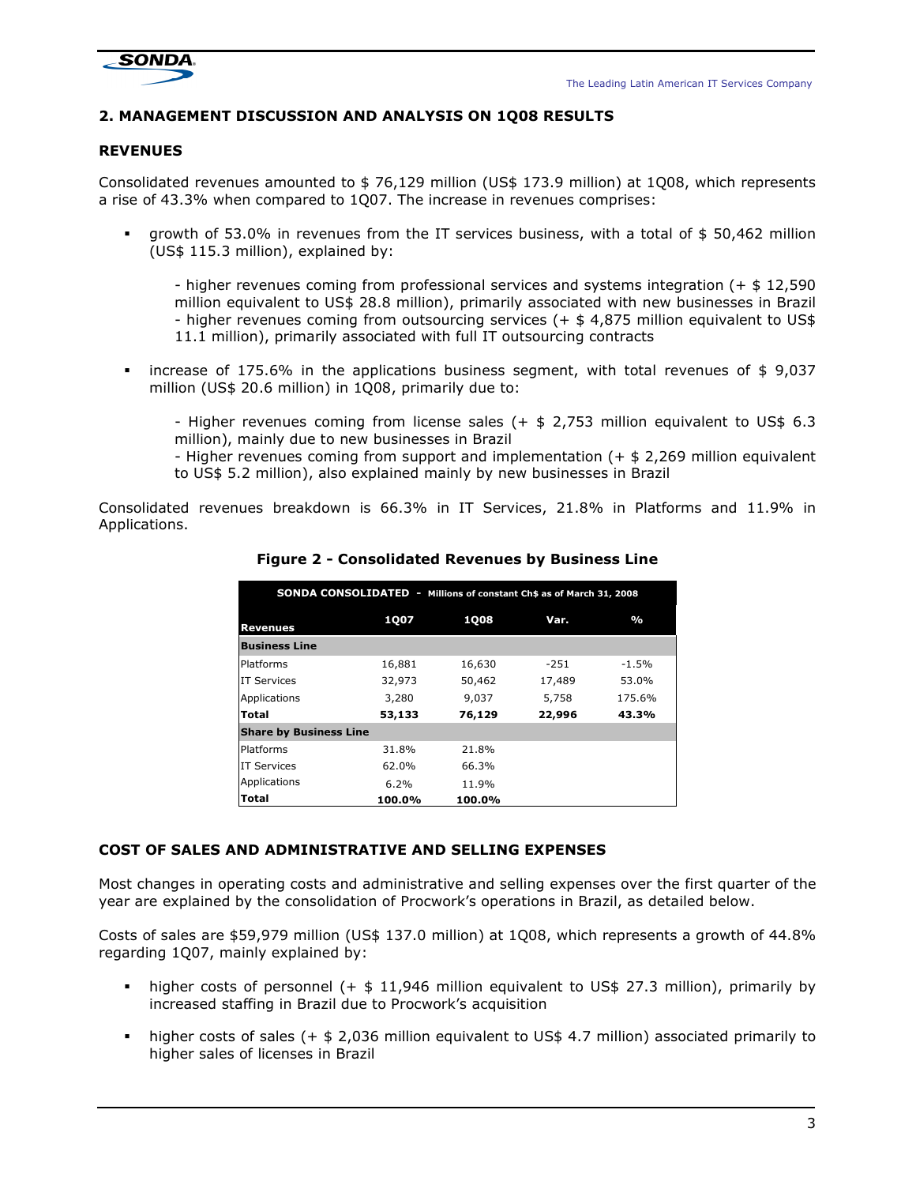## 2. MANAGEMENT DISCUSSION AND ANALYSIS ON 1Q08 RESULTS

### REVENUES

Consolidated revenues amounted to $ 76,129 million (US$ 173.9 million) at 1Q08, which represents a rise of 43.3% when compared to 1Q07. The increase in revenues comprises:

- growth of 53.0% in revenues from the IT services business, with a total of $ 50,462 million (US$ 115.3 million), explained by:

  - higher revenues coming from professional services and systems integration (+ $ 12,590 million equivalent to US$ 28.8 million), primarily associated with new businesses in Brazil
  - higher revenues coming from outsourcing services (+ $ 4,875 million equivalent to US$ 11.1 million), primarily associated with full IT outsourcing contracts

- increase of 175.6% in the applications business segment, with total revenues of $ 9,037 million (US$ 20.6 million) in 1Q08, primarily due to:

  - Higher revenues coming from license sales (+ $ 2,753 million equivalent to US$ 6.3 million), mainly due to new businesses in Brazil
  - Higher revenues coming from support and implementation (+ $ 2,269 million equivalent to US$ 5.2 million), also explained mainly by new businesses in Brazil

Consolidated revenues breakdown is 66.3% in IT Services, 21.8% in Platforms and 11.9% in Applications.

**Figure 2 - Consolidated Revenues by Business Line**

| SONDA CONSOLIDATED - Millions of constant Ch$ as of March 31, 2008 | | | | |
|---|---|---|---|---|
| **Revenues** | **1Q07** | **1Q08** | **Var.** | **%** |
| **Business Line** | | | | |
| Platforms | 16,881 | 16,630 | -251 | -1.5% |
| IT Services | 32,973 | 50,462 | 17,489 | 53.0% |
| Applications | 3,280 | 9,037 | 5,758 | 175.6% |
| **Total** | **53,133** | **76,129** | **22,996** | **43.3%** |
| **Share by Business Line** | | | | |
| Platforms | 31.8% | 21.8% | | |
| IT Services | 62.0% | 66.3% | | |
| Applications | 6.2% | 11.9% | | |
| **Total** | **100.0%** | **100.0%** | | |

### COST OF SALES AND ADMINISTRATIVE AND SELLING EXPENSES

Most changes in operating costs and administrative and selling expenses over the first quarter of the year are explained by the consolidation of Procwork's operations in Brazil, as detailed below.

Costs of sales are $59,979 million (US$ 137.0 million) at 1Q08, which represents a growth of 44.8% regarding 1Q07, mainly explained by:

- higher costs of personnel (+ $ 11,946 million equivalent to US$ 27.3 million), primarily by increased staffing in Brazil due to Procwork's acquisition
- higher costs of sales (+ $ 2,036 million equivalent to US$ 4.7 million) associated primarily to higher sales of licenses in Brazil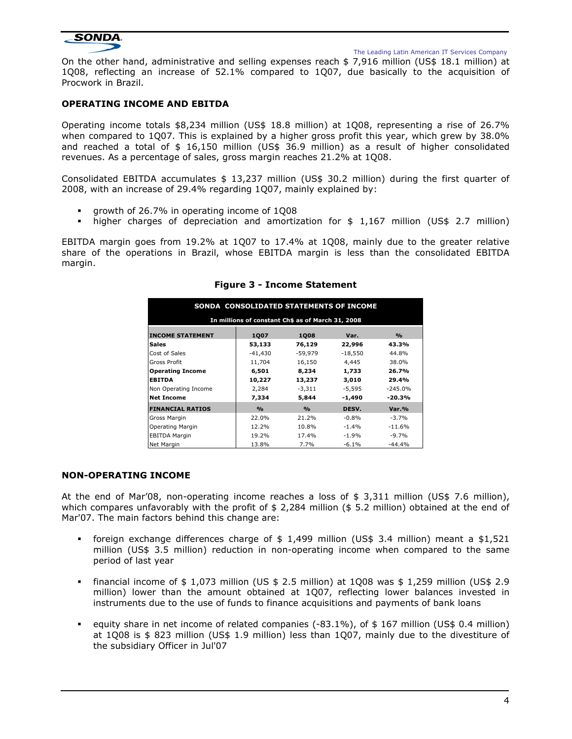On the other hand, administrative and selling expenses reach $ 7,916 million (US$ 18.1 million) at 1Q08, reflecting an increase of 52.1% compared to 1Q07, due basically to the acquisition of Procwork in Brazil.

## OPERATING INCOME AND EBITDA

Operating income totals $8,234 million (US$ 18.8 million) at 1Q08, representing a rise of 26.7% when compared to 1Q07. This is explained by a higher gross profit this year, which grew by 38.0% and reached a total of $ 16,150 million (US$ 36.9 million) as a result of higher consolidated revenues. As a percentage of sales, gross margin reaches 21.2% at 1Q08.

Consolidated EBITDA accumulates $ 13,237 million (US$ 30.2 million) during the first quarter of 2008, with an increase of 29.4% regarding 1Q07, mainly explained by:

- growth of 26.7% in operating income of 1Q08
- higher charges of depreciation and amortization for $ 1,167 million (US$ 2.7 million)

EBITDA margin goes from 19.2% at 1Q07 to 17.4% at 1Q08, mainly due to the greater relative share of the operations in Brazil, whose EBITDA margin is less than the consolidated EBITDA margin.

**Figure 3 - Income Statement**

**SONDA CONSOLIDATED STATEMENTS OF INCOME**

In millions of constant Ch$ as of March 31, 2008

| INCOME STATEMENT | 1Q07 | 1Q08 | Var. | % |
|---|---|---|---|---|
| **Sales** | **53,133** | **76,129** | **22,996** | **43.3%** |
| Cost of Sales | -41,430 | -59,979 | -18,550 | 44.8% |
| Gross Profit | 11,704 | 16,150 | 4,445 | 38.0% |
| **Operating Income** | **6,501** | **8,234** | **1,733** | **26.7%** |
| **EBITDA** | **10,227** | **13,237** | **3,010** | **29.4%** |
| Non Operating Income | 2,284 | -3,311 | -5,595 | -245.0% |
| **Net Income** | **7,334** | **5,844** | **-1,490** | **-20.3%** |
| **FINANCIAL RATIOS** | **%** | **%** | **DESV.** | **Var.%** |
| Gross Margin | 22.0% | 21.2% | -0.8% | -3.7% |
| Operating Margin | 12.2% | 10.8% | -1.4% | -11.6% |
| EBITDA Margin | 19.2% | 17.4% | -1.9% | -9.7% |
| Net Margin | 13.8% | 7.7% | -6.1% | -44.4% |

## NON-OPERATING INCOME

At the end of Mar'08, non-operating income reaches a loss of $ 3,311 million (US$ 7.6 million), which compares unfavorably with the profit of $ 2,284 million ($ 5.2 million) obtained at the end of Mar'07. The main factors behind this change are:

- foreign exchange differences charge of $ 1,499 million (US$ 3.4 million) meant a $1,521 million (US$ 3.5 million) reduction in non-operating income when compared to the same period of last year

- financial income of $ 1,073 million (US $ 2.5 million) at 1Q08 was $ 1,259 million (US$ 2.9 million) lower than the amount obtained at 1Q07, reflecting lower balances invested in instruments due to the use of funds to finance acquisitions and payments of bank loans

- equity share in net income of related companies (-83.1%), of $ 167 million (US$ 0.4 million) at 1Q08 is $ 823 million (US$ 1.9 million) less than 1Q07, mainly due to the divestiture of the subsidiary Officer in Jul'07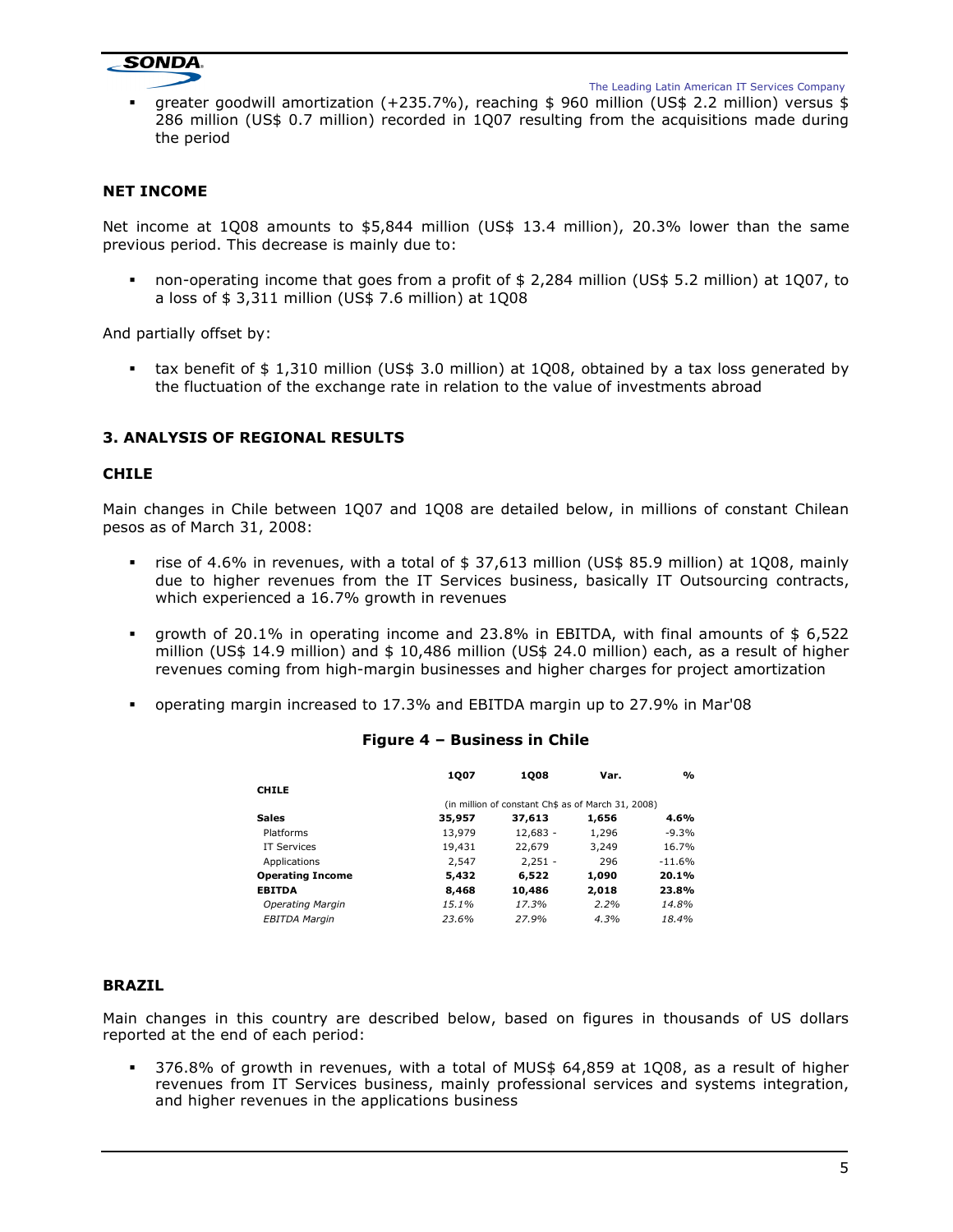- greater goodwill amortization (+235.7%), reaching $ 960 million (US$ 2.2 million) versus $ 286 million (US$ 0.7 million) recorded in 1Q07 resulting from the acquisitions made during the period

### NET INCOME

Net income at 1Q08 amounts to $5,844 million (US$ 13.4 million), 20.3% lower than the same previous period. This decrease is mainly due to:

- non-operating income that goes from a profit of $ 2,284 million (US$ 5.2 million) at 1Q07, to a loss of $ 3,311 million (US$ 7.6 million) at 1Q08

And partially offset by:

- tax benefit of $ 1,310 million (US$ 3.0 million) at 1Q08, obtained by a tax loss generated by the fluctuation of the exchange rate in relation to the value of investments abroad

## 3. ANALYSIS OF REGIONAL RESULTS

### CHILE

Main changes in Chile between 1Q07 and 1Q08 are detailed below, in millions of constant Chilean pesos as of March 31, 2008:

- rise of 4.6% in revenues, with a total of $ 37,613 million (US$ 85.9 million) at 1Q08, mainly due to higher revenues from the IT Services business, basically IT Outsourcing contracts, which experienced a 16.7% growth in revenues
- growth of 20.1% in operating income and 23.8% in EBITDA, with final amounts of $ 6,522 million (US$ 14.9 million) and $ 10,486 million (US$ 24.0 million) each, as a result of higher revenues coming from high-margin businesses and higher charges for project amortization
- operating margin increased to 17.3% and EBITDA margin up to 27.9% in Mar'08

**Figure 4 – Business in Chile**

| | 1Q07 | 1Q08 | Var. | % |
|---|---|---|---|---|
| **CHILE** | | | | |
| | (in million of constant Ch$ as of March 31, 2008) | | | |
| **Sales** | **35,957** | **37,613** | **1,656** | **4.6%** |
| Platforms | 13,979 | 12,683 | - 1,296 | -9.3% |
| IT Services | 19,431 | 22,679 | 3,249 | 16.7% |
| Applications | 2,547 | 2,251 | - 296 | -11.6% |
| **Operating Income** | **5,432** | **6,522** | **1,090** | **20.1%** |
| **EBITDA** | **8,468** | **10,486** | **2,018** | **23.8%** |
| *Operating Margin* | *15.1%* | *17.3%* | *2.2%* | *14.8%* |
| *EBITDA Margin* | *23.6%* | *27.9%* | *4.3%* | *18.4%* |

### BRAZIL

Main changes in this country are described below, based on figures in thousands of US dollars reported at the end of each period:

- 376.8% of growth in revenues, with a total of MUS$ 64,859 at 1Q08, as a result of higher revenues from IT Services business, mainly professional services and systems integration, and higher revenues in the applications business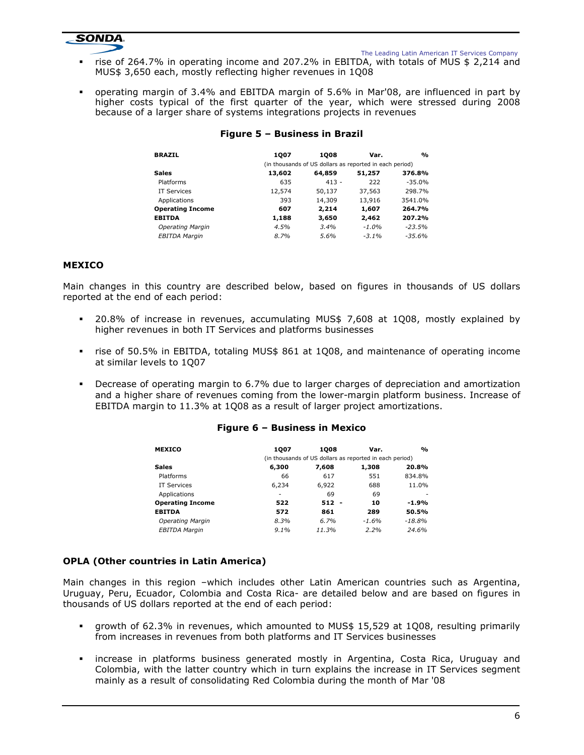- rise of 264.7% in operating income and 207.2% in EBITDA, with totals of MUS $ 2,214 and MUS$ 3,650 each, mostly reflecting higher revenues in 1Q08
- operating margin of 3.4% and EBITDA margin of 5.6% in Mar'08, are influenced in part by higher costs typical of the first quarter of the year, which were stressed during 2008 because of a larger share of systems integrations projects in revenues

**Figure 5 – Business in Brazil**

| BRAZIL | 1Q07 | 1Q08 | Var. | % |
|---|---|---|---|---|
| | (in thousands of US dollars as reported in each period) | | | |
| **Sales** | **13,602** | **64,859** | **51,257** | **376.8%** |
| Platforms | 635 | 413 | - 222 | -35.0% |
| IT Services | 12,574 | 50,137 | 37,563 | 298.7% |
| Applications | 393 | 14,309 | 13,916 | 3541.0% |
| **Operating Income** | **607** | **2,214** | **1,607** | **264.7%** |
| **EBITDA** | **1,188** | **3,650** | **2,462** | **207.2%** |
| *Operating Margin* | *4.5%* | *3.4%* | *-1.0%* | *-23.5%* |
| *EBITDA Margin* | *8.7%* | *5.6%* | *-3.1%* | *-35.6%* |

## MEXICO

Main changes in this country are described below, based on figures in thousands of US dollars reported at the end of each period:

- 20.8% of increase in revenues, accumulating MUS$ 7,608 at 1Q08, mostly explained by higher revenues in both IT Services and platforms businesses
- rise of 50.5% in EBITDA, totaling MUS$ 861 at 1Q08, and maintenance of operating income at similar levels to 1Q07
- Decrease of operating margin to 6.7% due to larger charges of depreciation and amortization and a higher share of revenues coming from the lower-margin platform business. Increase of EBITDA margin to 11.3% at 1Q08 as a result of larger project amortizations.

**Figure 6 – Business in Mexico**

| MEXICO | 1Q07 | 1Q08 | Var. | % |
|---|---|---|---|---|
| | (in thousands of US dollars as reported in each period) | | | |
| **Sales** | **6,300** | **7,608** | **1,308** | **20.8%** |
| Platforms | 66 | 617 | 551 | 834.8% |
| IT Services | 6,234 | 6,922 | 688 | 11.0% |
| Applications | - | 69 | 69 | - |
| **Operating Income** | **522** | **512** | **- 10** | **-1.9%** |
| **EBITDA** | **572** | **861** | **289** | **50.5%** |
| *Operating Margin* | *8.3%* | *6.7%* | *-1.6%* | *-18.8%* |
| *EBITDA Margin* | *9.1%* | *11.3%* | *2.2%* | *24.6%* |

## OPLA (Other countries in Latin America)

Main changes in this region –which includes other Latin American countries such as Argentina, Uruguay, Peru, Ecuador, Colombia and Costa Rica- are detailed below and are based on figures in thousands of US dollars reported at the end of each period:

- growth of 62.3% in revenues, which amounted to MUS$ 15,529 at 1Q08, resulting primarily from increases in revenues from both platforms and IT Services businesses
- increase in platforms business generated mostly in Argentina, Costa Rica, Uruguay and Colombia, with the latter country which in turn explains the increase in IT Services segment mainly as a result of consolidating Red Colombia during the month of Mar '08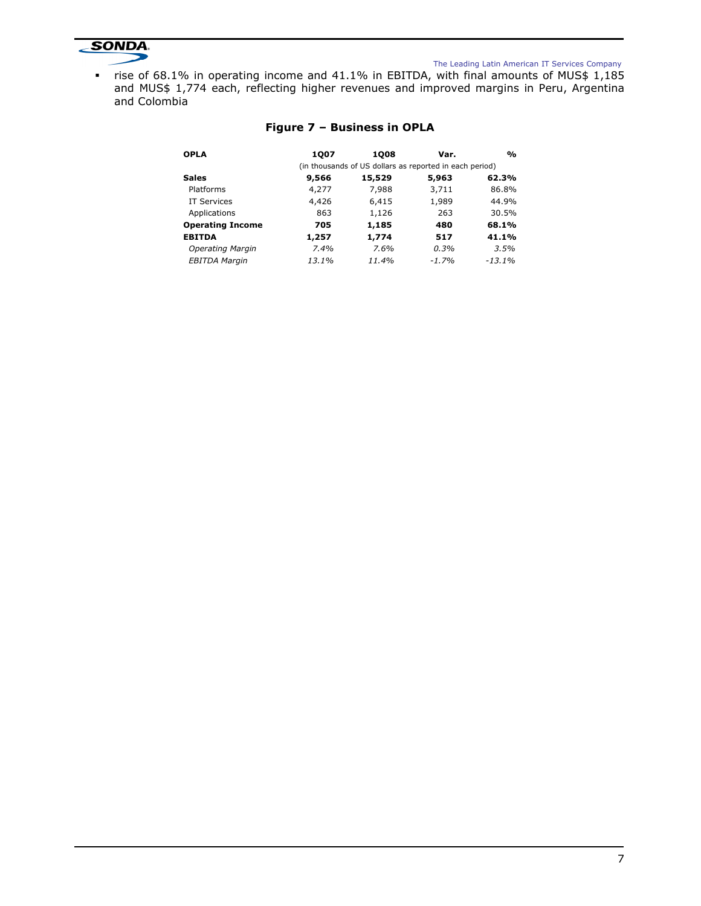- rise of 68.1% in operating income and 41.1% in EBITDA, with final amounts of MUS$ 1,185 and MUS$ 1,774 each, reflecting higher revenues and improved margins in Peru, Argentina and Colombia

**Figure 7 – Business in OPLA**

| **OPLA** | **1Q07** | **1Q08** | **Var.** | **%** |
|---|---|---|---|---|
| | (in thousands of US dollars as reported in each period) | | | |
| **Sales** | **9,566** | **15,529** | **5,963** | **62.3%** |
| Platforms | 4,277 | 7,988 | 3,711 | 86.8% |
| IT Services | 4,426 | 6,415 | 1,989 | 44.9% |
| Applications | 863 | 1,126 | 263 | 30.5% |
| **Operating Income** | **705** | **1,185** | **480** | **68.1%** |
| **EBITDA** | **1,257** | **1,774** | **517** | **41.1%** |
| *Operating Margin* | *7.4%* | *7.6%* | *0.3%* | *3.5%* |
| *EBITDA Margin* | *13.1%* | *11.4%* | *-1.7%* | *-13.1%* |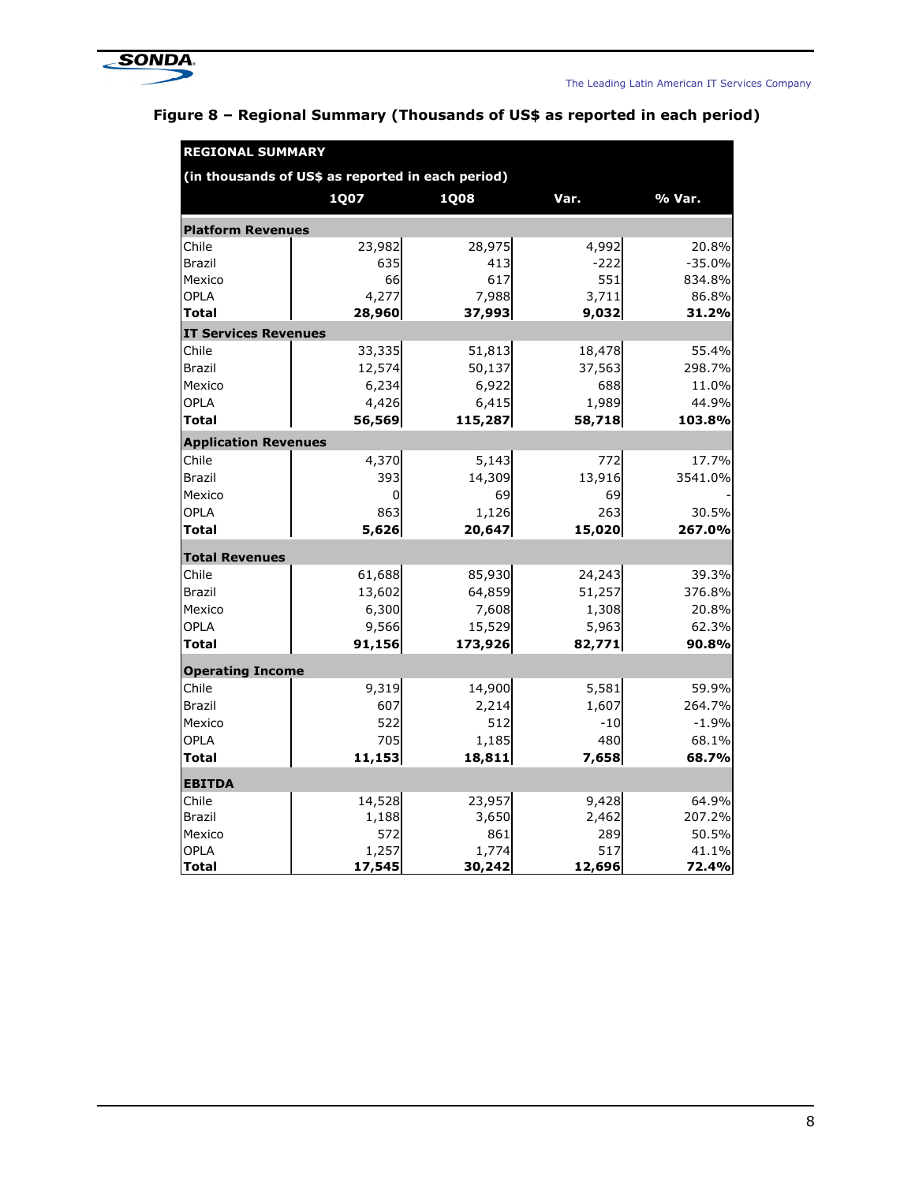## Figure 8 – Regional Summary (Thousands of US$ as reported in each period)

| REGIONAL SUMMARY<br>(in thousands of US$ as reported in each period) | 1Q07 | 1Q08 | Var. | % Var. |
|---|---|---|---|---|
| **Platform Revenues** | | | | |
| Chile | 23,982 | 28,975 | 4,992 | 20.8% |
| Brazil | 635 | 413 | -222 | -35.0% |
| Mexico | 66 | 617 | 551 | 834.8% |
| OPLA | 4,277 | 7,988 | 3,711 | 86.8% |
| **Total** | **28,960** | **37,993** | **9,032** | **31.2%** |
| **IT Services Revenues** | | | | |
| Chile | 33,335 | 51,813 | 18,478 | 55.4% |
| Brazil | 12,574 | 50,137 | 37,563 | 298.7% |
| Mexico | 6,234 | 6,922 | 688 | 11.0% |
| OPLA | 4,426 | 6,415 | 1,989 | 44.9% |
| **Total** | **56,569** | **115,287** | **58,718** | **103.8%** |
| **Application Revenues** | | | | |
| Chile | 4,370 | 5,143 | 772 | 17.7% |
| Brazil | 393 | 14,309 | 13,916 | 3541.0% |
| Mexico | 0 | 69 | 69 | - |
| OPLA | 863 | 1,126 | 263 | 30.5% |
| **Total** | **5,626** | **20,647** | **15,020** | **267.0%** |
| **Total Revenues** | | | | |
| Chile | 61,688 | 85,930 | 24,243 | 39.3% |
| Brazil | 13,602 | 64,859 | 51,257 | 376.8% |
| Mexico | 6,300 | 7,608 | 1,308 | 20.8% |
| OPLA | 9,566 | 15,529 | 5,963 | 62.3% |
| **Total** | **91,156** | **173,926** | **82,771** | **90.8%** |
| **Operating Income** | | | | |
| Chile | 9,319 | 14,900 | 5,581 | 59.9% |
| Brazil | 607 | 2,214 | 1,607 | 264.7% |
| Mexico | 522 | 512 | -10 | -1.9% |
| OPLA | 705 | 1,185 | 480 | 68.1% |
| **Total** | **11,153** | **18,811** | **7,658** | **68.7%** |
| **EBITDA** | | | | |
| Chile | 14,528 | 23,957 | 9,428 | 64.9% |
| Brazil | 1,188 | 3,650 | 2,462 | 207.2% |
| Mexico | 572 | 861 | 289 | 50.5% |
| OPLA | 1,257 | 1,774 | 517 | 41.1% |
| **Total** | **17,545** | **30,242** | **12,696** | **72.4%** |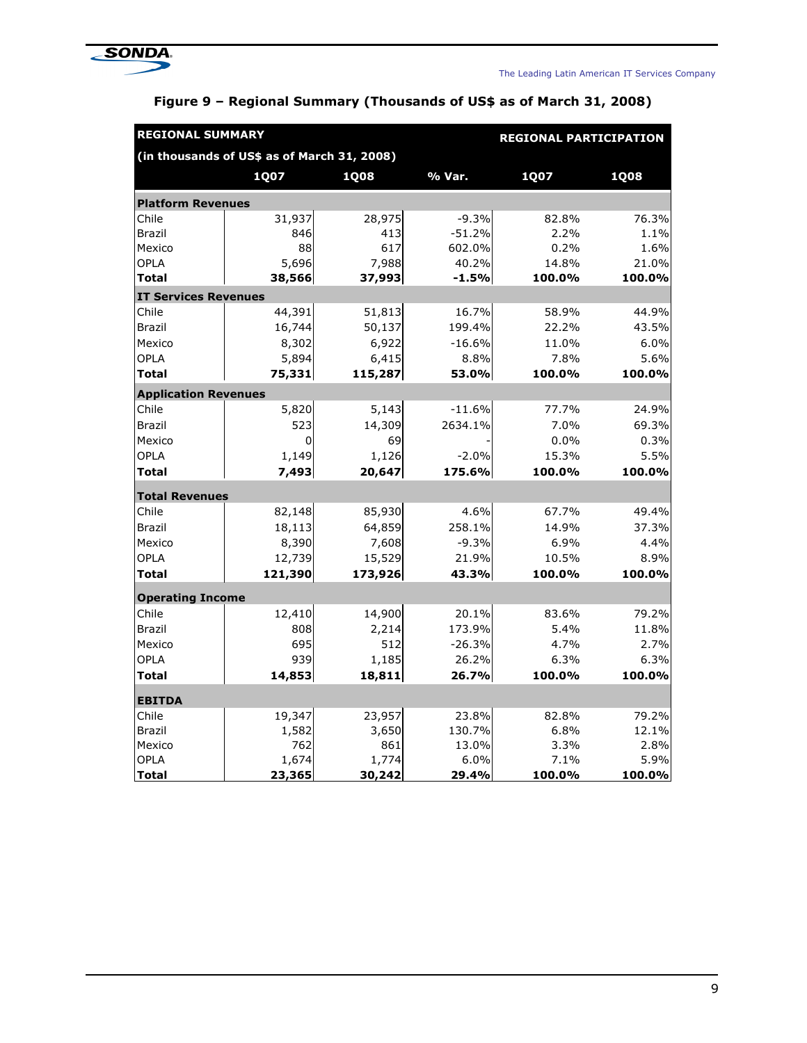**Figure 9 – Regional Summary (Thousands of US$ as of March 31, 2008)**

| REGIONAL SUMMARY (in thousands of US$ as of March 31, 2008) | | | | REGIONAL PARTICIPATION | |
|---|---|---|---|---|---|
| | 1Q07 | 1Q08 | % Var. | 1Q07 | 1Q08 |
| **Platform Revenues** | | | | | |
| Chile | 31,937 | 28,975 | -9.3% | 82.8% | 76.3% |
| Brazil | 846 | 413 | -51.2% | 2.2% | 1.1% |
| Mexico | 88 | 617 | 602.0% | 0.2% | 1.6% |
| OPLA | 5,696 | 7,988 | 40.2% | 14.8% | 21.0% |
| **Total** | **38,566** | **37,993** | **-1.5%** | **100.0%** | **100.0%** |
| **IT Services Revenues** | | | | | |
| Chile | 44,391 | 51,813 | 16.7% | 58.9% | 44.9% |
| Brazil | 16,744 | 50,137 | 199.4% | 22.2% | 43.5% |
| Mexico | 8,302 | 6,922 | -16.6% | 11.0% | 6.0% |
| OPLA | 5,894 | 6,415 | 8.8% | 7.8% | 5.6% |
| **Total** | **75,331** | **115,287** | **53.0%** | **100.0%** | **100.0%** |
| **Application Revenues** | | | | | |
| Chile | 5,820 | 5,143 | -11.6% | 77.7% | 24.9% |
| Brazil | 523 | 14,309 | 2634.1% | 7.0% | 69.3% |
| Mexico | 0 | 69 | - | 0.0% | 0.3% |
| OPLA | 1,149 | 1,126 | -2.0% | 15.3% | 5.5% |
| **Total** | **7,493** | **20,647** | **175.6%** | **100.0%** | **100.0%** |
| **Total Revenues** | | | | | |
| Chile | 82,148 | 85,930 | 4.6% | 67.7% | 49.4% |
| Brazil | 18,113 | 64,859 | 258.1% | 14.9% | 37.3% |
| Mexico | 8,390 | 7,608 | -9.3% | 6.9% | 4.4% |
| OPLA | 12,739 | 15,529 | 21.9% | 10.5% | 8.9% |
| **Total** | **121,390** | **173,926** | **43.3%** | **100.0%** | **100.0%** |
| **Operating Income** | | | | | |
| Chile | 12,410 | 14,900 | 20.1% | 83.6% | 79.2% |
| Brazil | 808 | 2,214 | 173.9% | 5.4% | 11.8% |
| Mexico | 695 | 512 | -26.3% | 4.7% | 2.7% |
| OPLA | 939 | 1,185 | 26.2% | 6.3% | 6.3% |
| **Total** | **14,853** | **18,811** | **26.7%** | **100.0%** | **100.0%** |
| **EBITDA** | | | | | |
| Chile | 19,347 | 23,957 | 23.8% | 82.8% | 79.2% |
| Brazil | 1,582 | 3,650 | 130.7% | 6.8% | 12.1% |
| Mexico | 762 | 861 | 13.0% | 3.3% | 2.8% |
| OPLA | 1,674 | 1,774 | 6.0% | 7.1% | 5.9% |
| **Total** | **23,365** | **30,242** | **29.4%** | **100.0%** | **100.0%** |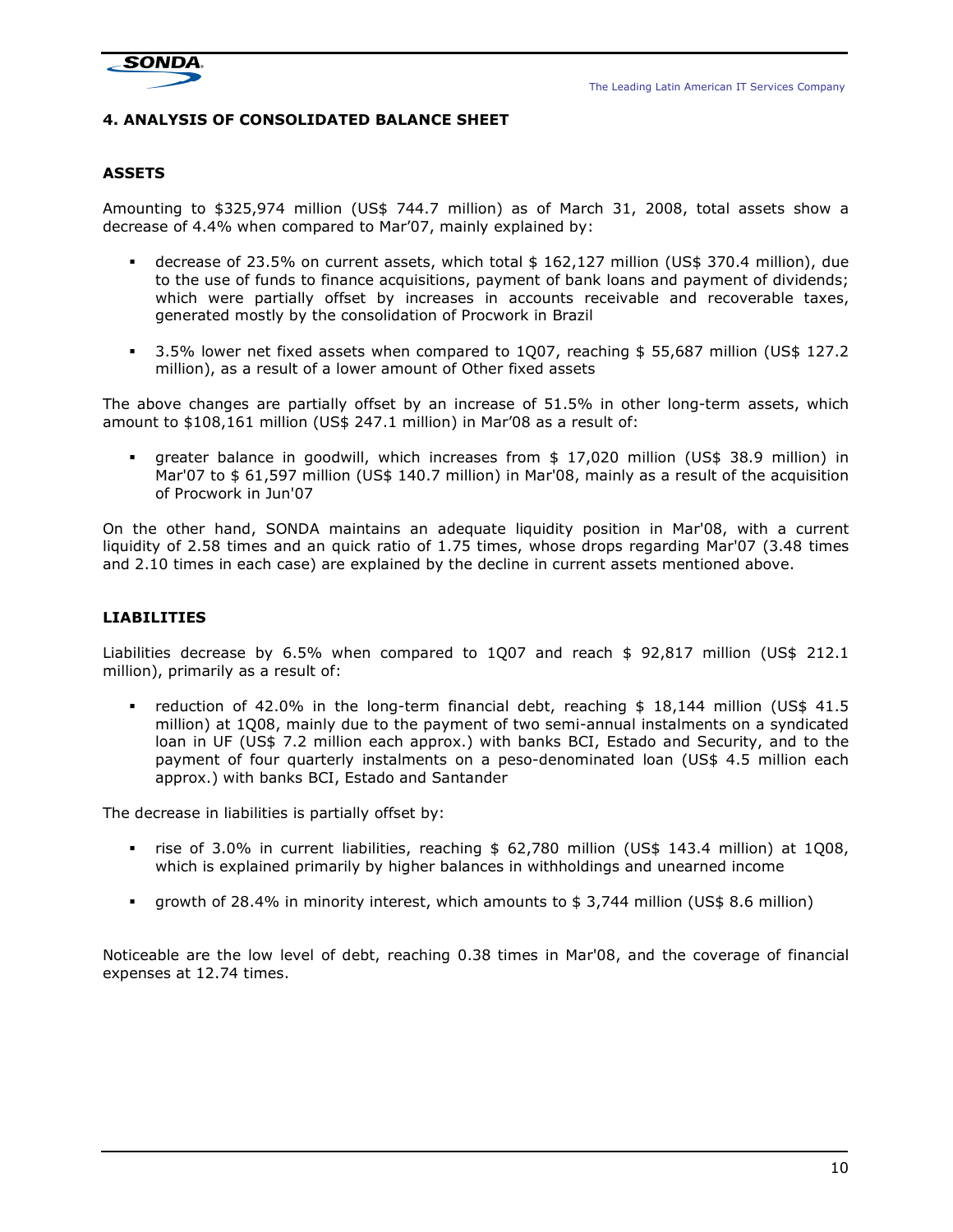## 4. ANALYSIS OF CONSOLIDATED BALANCE SHEET

### ASSETS

Amounting to $325,974 million (US$ 744.7 million) as of March 31, 2008, total assets show a decrease of 4.4% when compared to Mar'07, mainly explained by:

- decrease of 23.5% on current assets, which total $ 162,127 million (US$ 370.4 million), due to the use of funds to finance acquisitions, payment of bank loans and payment of dividends; which were partially offset by increases in accounts receivable and recoverable taxes, generated mostly by the consolidation of Procwork in Brazil
- 3.5% lower net fixed assets when compared to 1Q07, reaching $ 55,687 million (US$ 127.2 million), as a result of a lower amount of Other fixed assets

The above changes are partially offset by an increase of 51.5% in other long-term assets, which amount to $108,161 million (US$ 247.1 million) in Mar'08 as a result of:

- greater balance in goodwill, which increases from $ 17,020 million (US$ 38.9 million) in Mar'07 to $ 61,597 million (US$ 140.7 million) in Mar'08, mainly as a result of the acquisition of Procwork in Jun'07

On the other hand, SONDA maintains an adequate liquidity position in Mar'08, with a current liquidity of 2.58 times and an quick ratio of 1.75 times, whose drops regarding Mar'07 (3.48 times and 2.10 times in each case) are explained by the decline in current assets mentioned above.

### LIABILITIES

Liabilities decrease by 6.5% when compared to 1Q07 and reach $ 92,817 million (US$ 212.1 million), primarily as a result of:

- reduction of 42.0% in the long-term financial debt, reaching $ 18,144 million (US$ 41.5 million) at 1Q08, mainly due to the payment of two semi-annual instalments on a syndicated loan in UF (US$ 7.2 million each approx.) with banks BCI, Estado and Security, and to the payment of four quarterly instalments on a peso-denominated loan (US$ 4.5 million each approx.) with banks BCI, Estado and Santander

The decrease in liabilities is partially offset by:

- rise of 3.0% in current liabilities, reaching $ 62,780 million (US$ 143.4 million) at 1Q08, which is explained primarily by higher balances in withholdings and unearned income
- growth of 28.4% in minority interest, which amounts to $ 3,744 million (US$ 8.6 million)

Noticeable are the low level of debt, reaching 0.38 times in Mar'08, and the coverage of financial expenses at 12.74 times.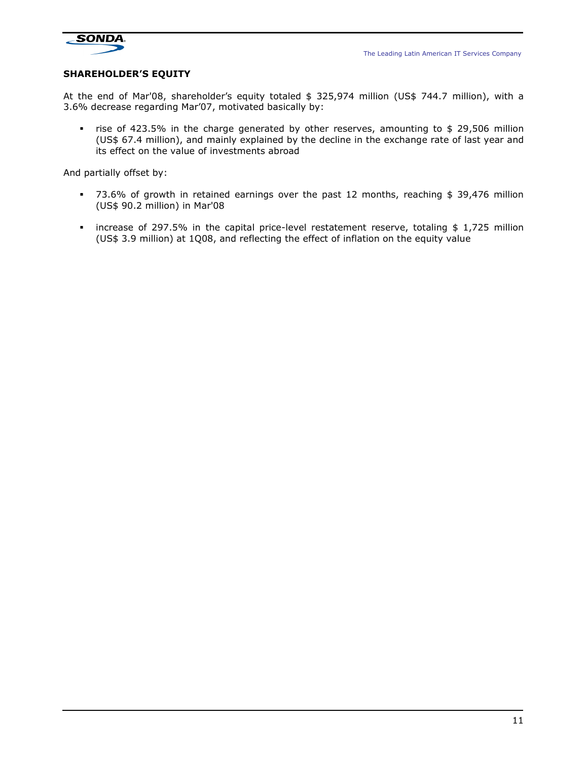### SHAREHOLDER'S EQUITY

At the end of Mar'08, shareholder's equity totaled $ 325,974 million (US$ 744.7 million), with a 3.6% decrease regarding Mar'07, motivated basically by:

- rise of 423.5% in the charge generated by other reserves, amounting to $ 29,506 million (US$ 67.4 million), and mainly explained by the decline in the exchange rate of last year and its effect on the value of investments abroad

And partially offset by:

- 73.6% of growth in retained earnings over the past 12 months, reaching $ 39,476 million (US$ 90.2 million) in Mar'08

- increase of 297.5% in the capital price-level restatement reserve, totaling $ 1,725 million (US$ 3.9 million) at 1Q08, and reflecting the effect of inflation on the equity value